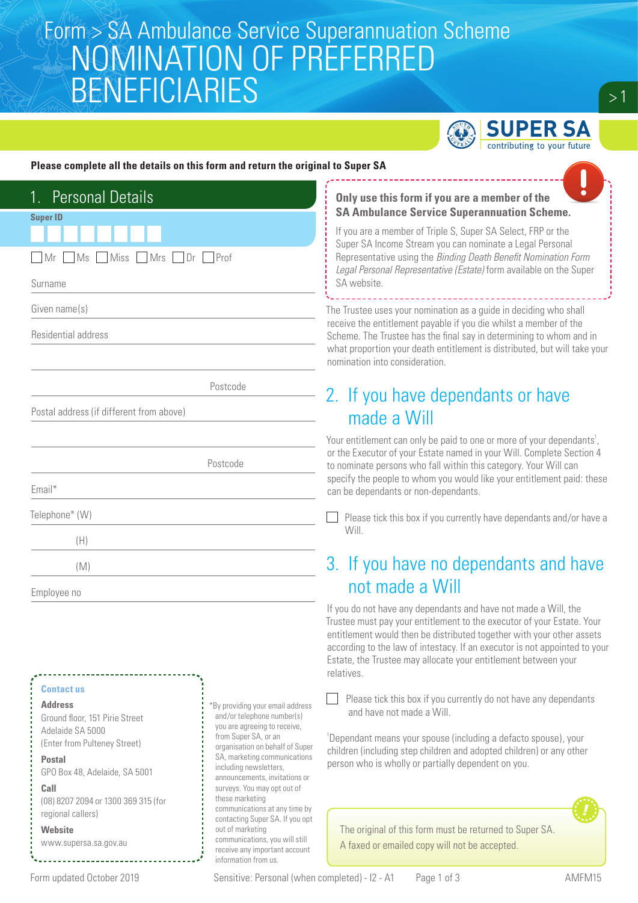Form > SA Ambulance Service Superannuation Scheme

# NOMINATION OF PREFERRED BENEFICIARIES

SUPER SA
contributing to your future

**Please complete all the details on this form and return the original to Super SA**

## 1. Personal Details

**Super ID**

☐ Mr ☐ Ms ☐ Miss ☐ Mrs ☐ Dr ☐ Prof

Surname

Given name(s)

Residential address

Postcode

Postal address (if different from above)

Postcode

Email*

Telephone* (W)

(H)

(M)

Employee no

**Contact us**

**Address**
Ground floor, 151 Pirie Street
Adelaide SA 5000
(Enter from Pulteney Street)

**Postal**
GPO Box 48, Adelaide, SA 5001

**Call**
(08) 8207 2094 or 1300 369 315 (for regional callers)

**Website**
www.supersa.sa.gov.au

*By providing your email address and/or telephone number(s) you are agreeing to receive, from Super SA, or an organisation on behalf of Super SA, marketing communications including newsletters, announcements, invitations or surveys. You may opt out of these marketing communications at any time by contacting Super SA. If you opt out of marketing communications, you will still receive any important account information from us.

**Only use this form if you are a member of the SA Ambulance Service Superannuation Scheme.**

If you are a member of Triple S, Super SA Select, FRP or the Super SA Income Stream you can nominate a Legal Personal Representative using the *Binding Death Benefit Nomination Form Legal Personal Representative (Estate)* form available on the Super SA website.

The Trustee uses your nomination as a guide in deciding who shall receive the entitlement payable if you die whilst a member of the Scheme. The Trustee has the final say in determining to whom and in what proportion your death entitlement is distributed, but will take your nomination into consideration.

## 2. If you have dependants or have made a Will

Your entitlement can only be paid to one or more of your dependants[1], or the Executor of your Estate named in your Will. Complete Section 4 to nominate persons who fall within this category. Your Will can specify the people to whom you would like your entitlement paid: these can be dependants or non-dependants.

☐ Please tick this box if you currently have dependants and/or have a Will.

## 3. If you have no dependants and have not made a Will

If you do not have any dependants and have not made a Will, the Trustee must pay your entitlement to the executor of your Estate. Your entitlement would then be distributed together with your other assets according to the law of intestacy. If an executor is not appointed to your Estate, the Trustee may allocate your entitlement between your relatives.

☐ Please tick this box if you currently do not have any dependants and have not made a Will.

[1]Dependant means your spouse (including a defacto spouse), your children (including step children and adopted children) or any other person who is wholly or partially dependent on you.

The original of this form must be returned to Super SA.
A faxed or emailed copy will not be accepted.

Form updated October 2019 Sensitive: Personal (when completed) - I2 - A1 AMFM15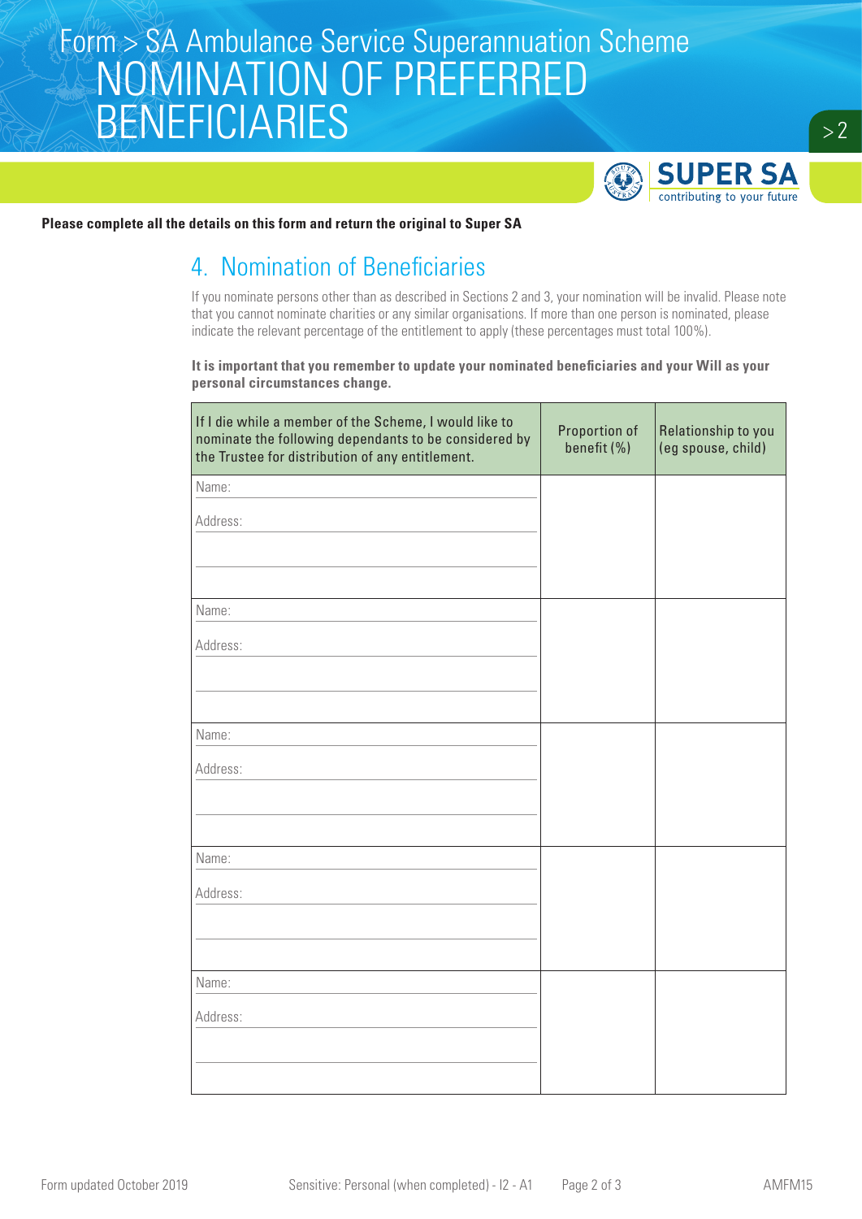# Form > SA Ambulance Service Superannuation Scheme
# NOMINATION OF PREFERRED BENEFICIARIES

**Please complete all the details on this form and return the original to Super SA**

## 4. Nomination of Beneficiaries

If you nominate persons other than as described in Sections 2 and 3, your nomination will be invalid. Please note that you cannot nominate charities or any similar organisations. If more than one person is nominated, please indicate the relevant percentage of the entitlement to apply (these percentages must total 100%).

**It is important that you remember to update your nominated beneficiaries and your Will as your personal circumstances change.**

| If I die while a member of the Scheme, I would like to nominate the following dependants to be considered by the Trustee for distribution of any entitlement. | Proportion of benefit (%) | Relationship to you (eg spouse, child) |
|---|---|---|
| Name:<br>Address: | | |
| Name:<br>Address: | | |
| Name:<br>Address: | | |
| Name:<br>Address: | | |
| Name:<br>Address: | | |

Form updated October 2019 Sensitive: Personal (when completed) - I2 - A1 AMFM15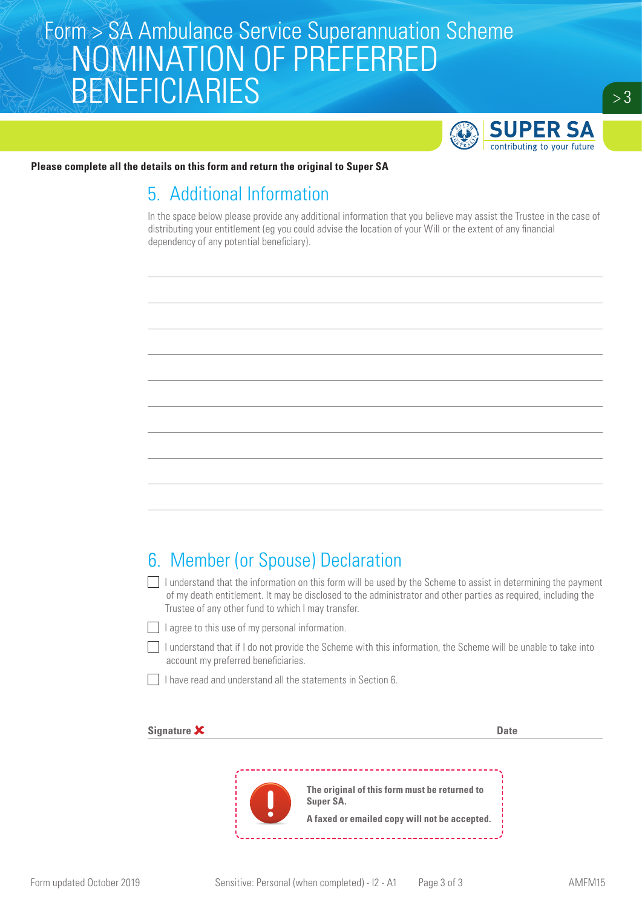# Form > SA Ambulance Service Superannuation Scheme
# NOMINATION OF PREFERRED BENEFICIARIES

**Please complete all the details on this form and return the original to Super SA**

## 5. Additional Information

In the space below please provide any additional information that you believe may assist the Trustee in the case of distributing your entitlement (eg you could advise the location of your Will or the extent of any financial dependency of any potential beneficiary).

## 6. Member (or Spouse) Declaration

- ☐ I understand that the information on this form will be used by the Scheme to assist in determining the payment of my death entitlement. It may be disclosed to the administrator and other parties as required, including the Trustee of any other fund to which I may transfer.
- ☐ I agree to this use of my personal information.
- ☐ I understand that if I do not provide the Scheme with this information, the Scheme will be unable to take into account my preferred beneficiaries.
- ☐ I have read and understand all the statements in Section 6.

**Signature ✘** **Date**

**The original of this form must be returned to Super SA.**

**A faxed or emailed copy will not be accepted.**

Form updated October 2019

Sensitive: Personal (when completed) - I2 - A1

AMFM15